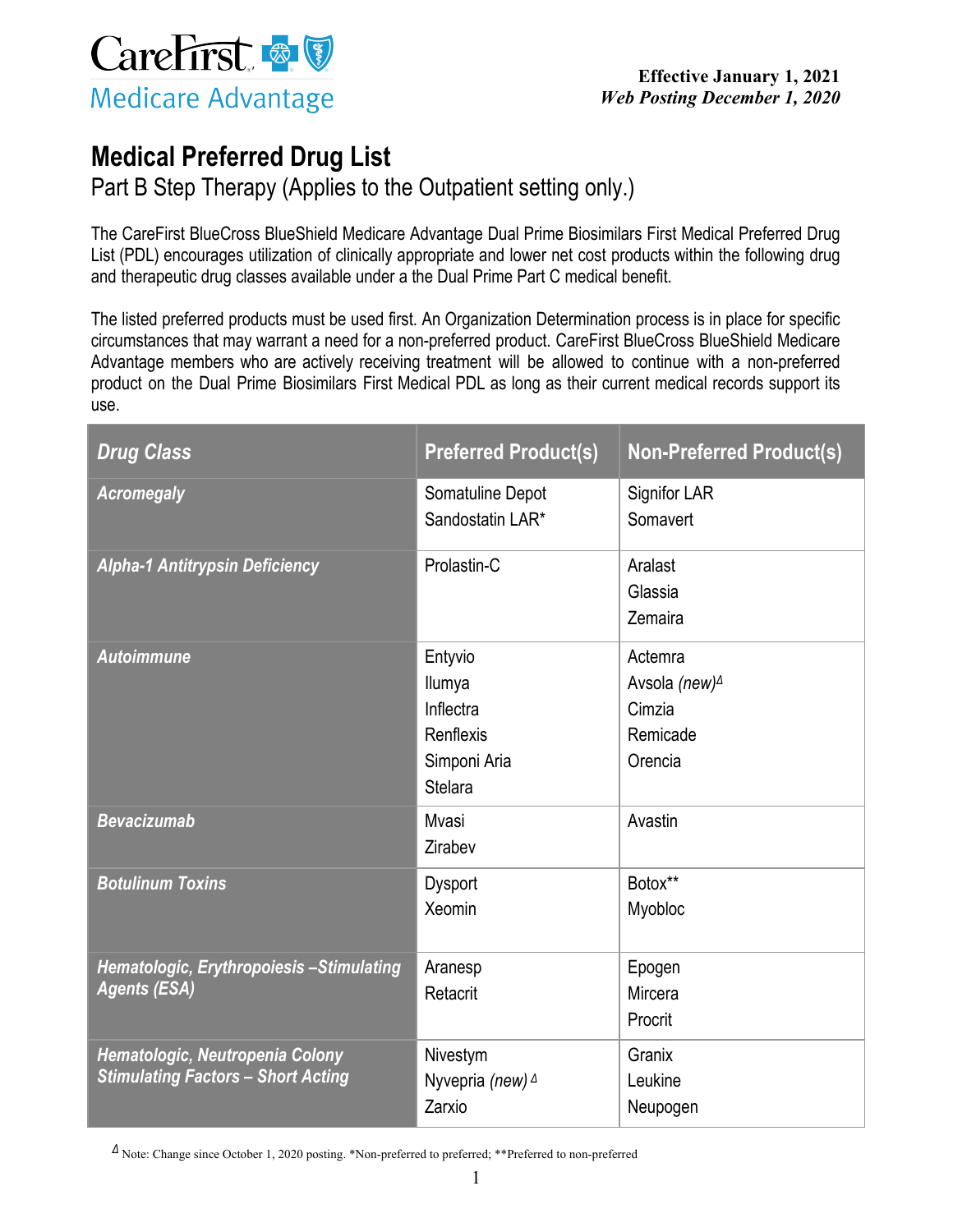CareFirst Medicare Advantage

**Effective January 1, 2021**
***Web Posting December 1, 2020***

# Medical Preferred Drug List

## Part B Step Therapy (Applies to the Outpatient setting only.)

The CareFirst BlueCross BlueShield Medicare Advantage Dual Prime Biosimilars First Medical Preferred Drug List (PDL) encourages utilization of clinically appropriate and lower net cost products within the following drug and therapeutic drug classes available under a the Dual Prime Part C medical benefit.

The listed preferred products must be used first. An Organization Determination process is in place for specific circumstances that may warrant a need for a non-preferred product. CareFirst BlueCross BlueShield Medicare Advantage members who are actively receiving treatment will be allowed to continue with a non-preferred product on the Dual Prime Biosimilars First Medical PDL as long as their current medical records support its use.

| *Drug Class* | Preferred Product(s) | Non-Preferred Product(s) |
|---|---|---|
| *Acromegaly* | Somatuline Depot<br>Sandostatin LAR* | Signifor LAR<br>Somavert |
| *Alpha-1 Antitrypsin Deficiency* | Prolastin-C | Aralast<br>Glassia<br>Zemaira |
| *Autoimmune* | Entyvio<br>Ilumya<br>Inflectra<br>Renflexis<br>Simponi Aria<br>Stelara | Actemra<br>Avsola *(new)*Δ<br>Cimzia<br>Remicade<br>Orencia |
| *Bevacizumab* | Mvasi<br>Zirabev | Avastin |
| *Botulinum Toxins* | Dysport<br>Xeomin | Botox**<br>Myobloc |
| *Hematologic, Erythropoiesis –Stimulating Agents (ESA)* | Aranesp<br>Retacrit | Epogen<br>Mircera<br>Procrit |
| *Hematologic, Neutropenia Colony Stimulating Factors – Short Acting* | Nivestym<br>Nyvepria *(new)* Δ<br>Zarxio | Granix<br>Leukine<br>Neupogen |

Δ Note: Change since October 1, 2020 posting. *Non-preferred to preferred; **Preferred to non-preferred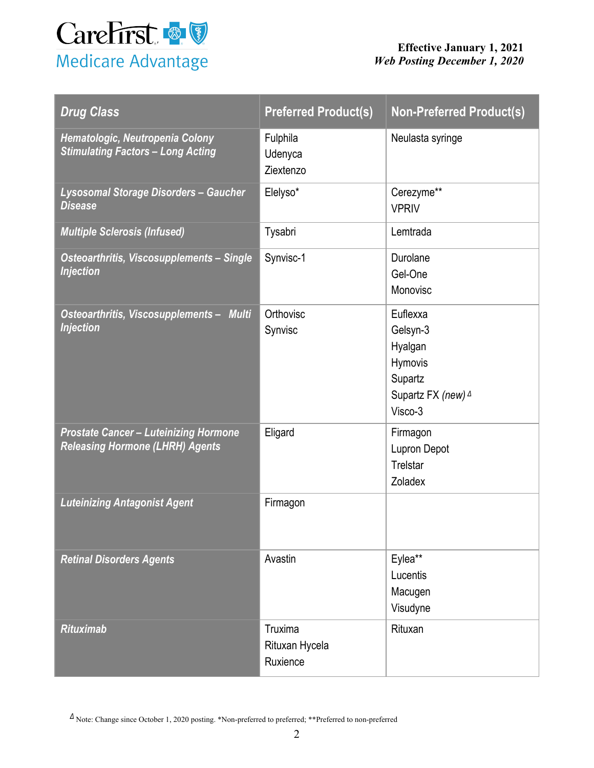CareFirst Medicare Advantage

**Effective January 1, 2021**
***Web Posting December 1, 2020***

| *Drug Class* | Preferred Product(s) | Non-Preferred Product(s) |
| --- | --- | --- |
| *Hematologic, Neutropenia Colony Stimulating Factors – Long Acting* | Fulphila<br>Udenyca<br>Ziextenzo | Neulasta syringe |
| *Lysosomal Storage Disorders – Gaucher Disease* | Elelyso* | Cerezyme**<br>VPRIV |
| *Multiple Sclerosis (Infused)* | Tysabri | Lemtrada |
| *Osteoarthritis, Viscosupplements – Single Injection* | Synvisc-1 | Durolane<br>Gel-One<br>Monovisc |
| *Osteoarthritis, Viscosupplements – Multi Injection* | Orthovisc<br>Synvisc | Euflexxa<br>Gelsyn-3<br>Hyalgan<br>Hymovis<br>Supartz<br>Supartz FX *(new)* Δ<br>Visco-3 |
| *Prostate Cancer – Luteinizing Hormone Releasing Hormone (LHRH) Agents* | Eligard | Firmagon<br>Lupron Depot<br>Trelstar<br>Zoladex |
| *Luteinizing Antagonist Agent* | Firmagon | |
| *Retinal Disorders Agents* | Avastin | Eylea**<br>Lucentis<br>Macugen<br>Visudyne |
| *Rituximab* | Truxima<br>Rituxan Hycela<br>Ruxience | Rituxan |

Δ Note: Change since October 1, 2020 posting. *Non-preferred to preferred; **Preferred to non-preferred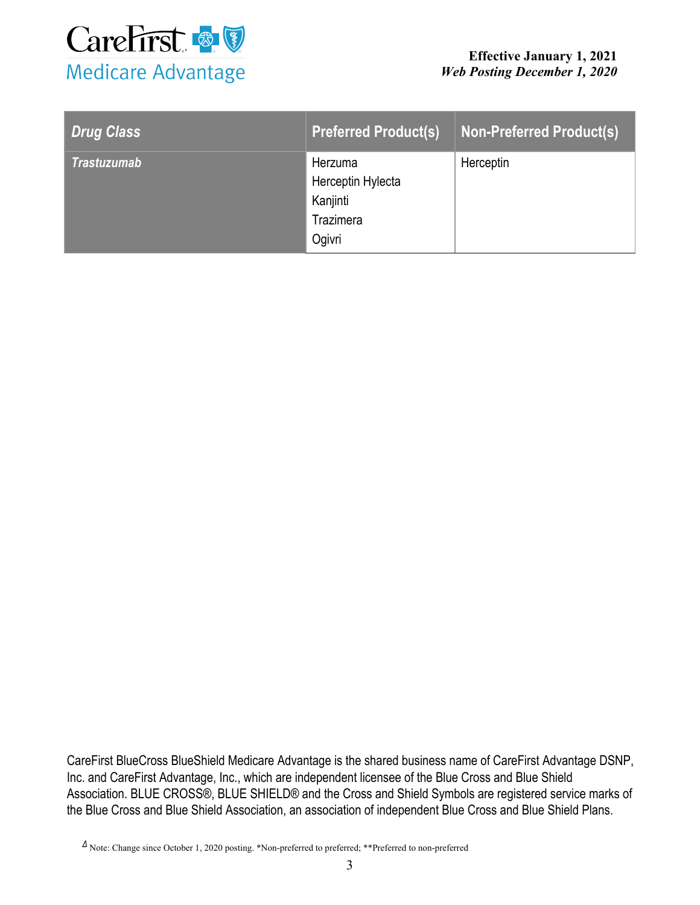Effective January 1, 2021
*Web Posting December 1, 2020*

| *Drug Class* | Preferred Product(s) | Non-Preferred Product(s) |
|---|---|---|
| *Trastuzumab* | Herzuma<br>Herceptin Hylecta<br>Kanjinti<br>Trazimera<br>Ogivri | Herceptin |

CareFirst BlueCross BlueShield Medicare Advantage is the shared business name of CareFirst Advantage DSNP, Inc. and CareFirst Advantage, Inc., which are independent licensee of the Blue Cross and Blue Shield Association. BLUE CROSS®, BLUE SHIELD® and the Cross and Shield Symbols are registered service marks of the Blue Cross and Blue Shield Association, an association of independent Blue Cross and Blue Shield Plans.

Δ Note: Change since October 1, 2020 posting. *Non-preferred to preferred; **Preferred to non-preferred